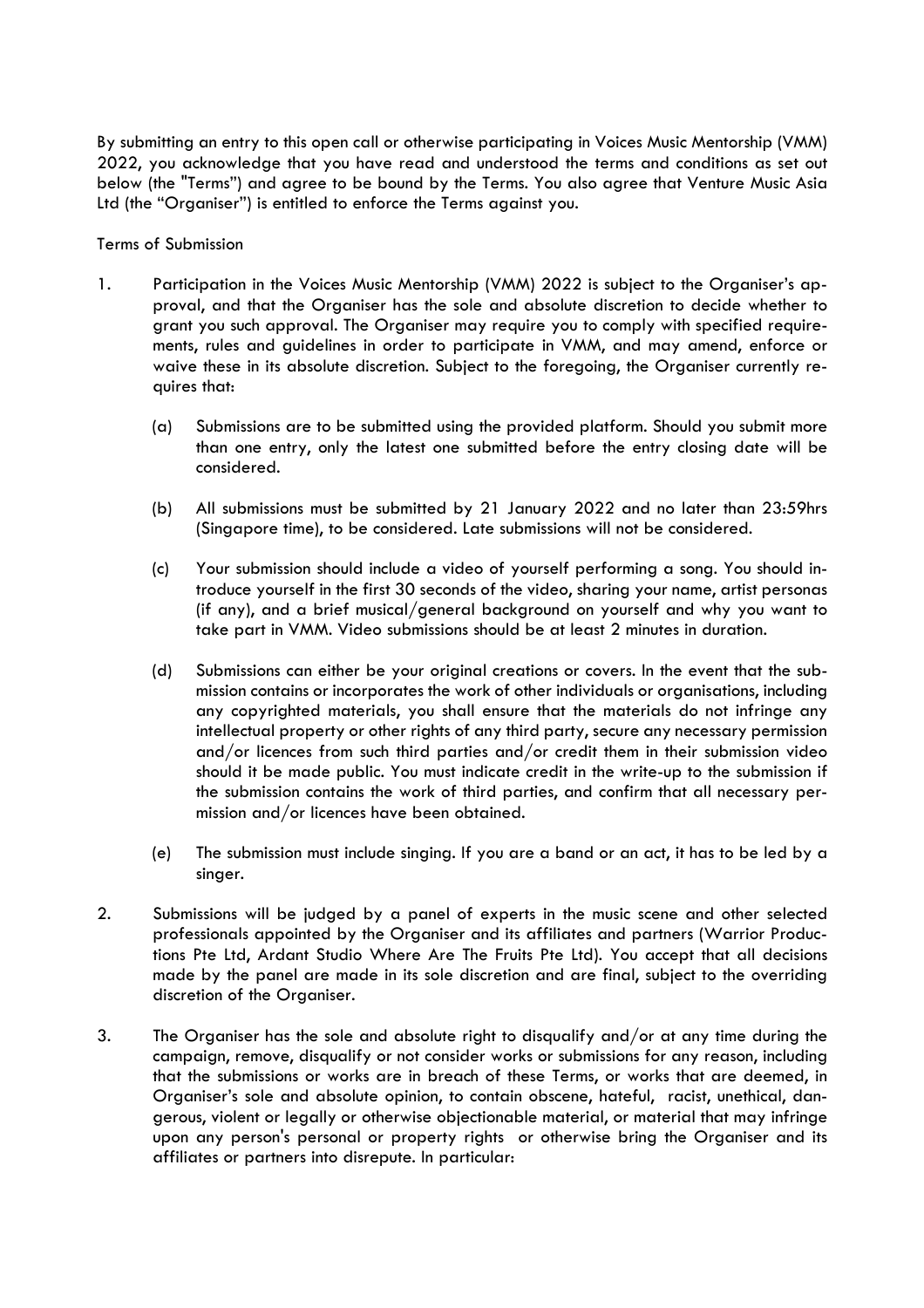By submitting an entry to this open call or otherwise participating in Voices Music Mentorship (VMM) 2022, you acknowledge that you have read and understood the terms and conditions as set out below (the "Terms") and agree to be bound by the Terms. You also agree that Venture Music Asia Ltd (the "Organiser") is entitled to enforce the Terms against you.

Terms of Submission

1. Participation in the Voices Music Mentorship (VMM) 2022 is subject to the Organiser's approval, and that the Organiser has the sole and absolute discretion to decide whether to grant you such approval. The Organiser may require you to comply with specified requirements, rules and guidelines in order to participate in VMM, and may amend, enforce or waive these in its absolute discretion. Subject to the foregoing, the Organiser currently requires that:

    (a) Submissions are to be submitted using the provided platform. Should you submit more than one entry, only the latest one submitted before the entry closing date will be considered.

    (b) All submissions must be submitted by 21 January 2022 and no later than 23:59hrs (Singapore time), to be considered. Late submissions will not be considered.

    (c) Your submission should include a video of yourself performing a song. You should introduce yourself in the first 30 seconds of the video, sharing your name, artist personas (if any), and a brief musical/general background on yourself and why you want to take part in VMM. Video submissions should be at least 2 minutes in duration.

    (d) Submissions can either be your original creations or covers. In the event that the submission contains or incorporates the work of other individuals or organisations, including any copyrighted materials, you shall ensure that the materials do not infringe any intellectual property or other rights of any third party, secure any necessary permission and/or licences from such third parties and/or credit them in their submission video should it be made public. You must indicate credit in the write-up to the submission if the submission contains the work of third parties, and confirm that all necessary permission and/or licences have been obtained.

    (e) The submission must include singing. If you are a band or an act, it has to be led by a singer.

2. Submissions will be judged by a panel of experts in the music scene and other selected professionals appointed by the Organiser and its affiliates and partners (Warrior Productions Pte Ltd, Ardant Studio Where Are The Fruits Pte Ltd). You accept that all decisions made by the panel are made in its sole discretion and are final, subject to the overriding discretion of the Organiser.

3. The Organiser has the sole and absolute right to disqualify and/or at any time during the campaign, remove, disqualify or not consider works or submissions for any reason, including that the submissions or works are in breach of these Terms, or works that are deemed, in Organiser's sole and absolute opinion, to contain obscene, hateful, racist, unethical, dangerous, violent or legally or otherwise objectionable material, or material that may infringe upon any person's personal or property rights or otherwise bring the Organiser and its affiliates or partners into disrepute. In particular: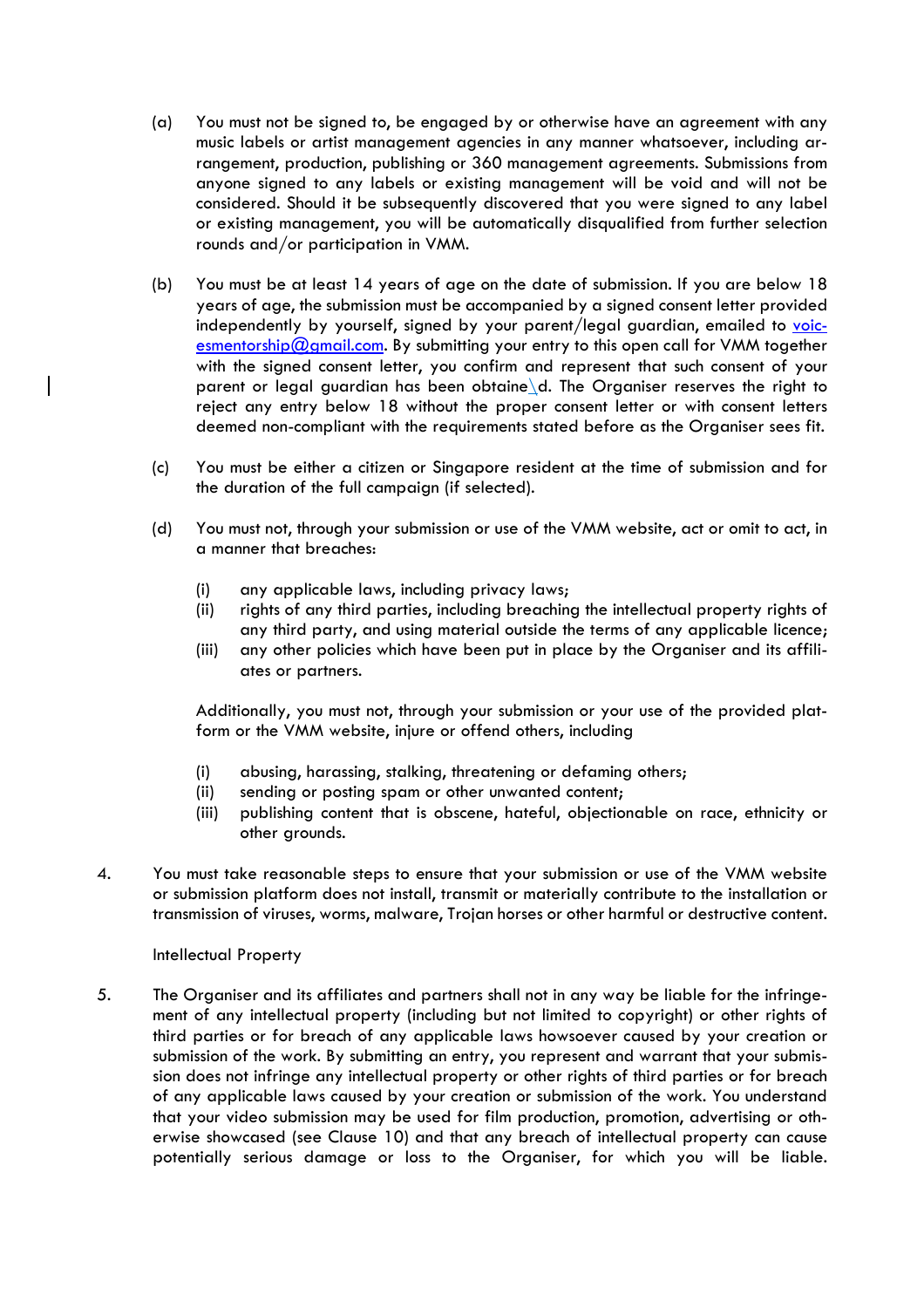(a) You must not be signed to, be engaged by or otherwise have an agreement with any music labels or artist management agencies in any manner whatsoever, including arrangement, production, publishing or 360 management agreements. Submissions from anyone signed to any labels or existing management will be void and will not be considered. Should it be subsequently discovered that you were signed to any label or existing management, you will be automatically disqualified from further selection rounds and/or participation in VMM.

(b) You must be at least 14 years of age on the date of submission. If you are below 18 years of age, the submission must be accompanied by a signed consent letter provided independently by yourself, signed by your parent/legal guardian, emailed to voicesmentorship@gmail.com. By submitting your entry to this open call for VMM together with the signed consent letter, you confirm and represent that such consent of your parent or legal guardian has been obtained. The Organiser reserves the right to reject any entry below 18 without the proper consent letter or with consent letters deemed non-compliant with the requirements stated before as the Organiser sees fit.

(c) You must be either a citizen or Singapore resident at the time of submission and for the duration of the full campaign (if selected).

(d) You must not, through your submission or use of the VMM website, act or omit to act, in a manner that breaches:

   (i) any applicable laws, including privacy laws;
   (ii) rights of any third parties, including breaching the intellectual property rights of any third party, and using material outside the terms of any applicable licence;
   (iii) any other policies which have been put in place by the Organiser and its affiliates or partners.

   Additionally, you must not, through your submission or your use of the provided platform or the VMM website, injure or offend others, including

   (i) abusing, harassing, stalking, threatening or defaming others;
   (ii) sending or posting spam or other unwanted content;
   (iii) publishing content that is obscene, hateful, objectionable on race, ethnicity or other grounds.

4. You must take reasonable steps to ensure that your submission or use of the VMM website or submission platform does not install, transmit or materially contribute to the installation or transmission of viruses, worms, malware, Trojan horses or other harmful or destructive content.

Intellectual Property

5. The Organiser and its affiliates and partners shall not in any way be liable for the infringement of any intellectual property (including but not limited to copyright) or other rights of third parties or for breach of any applicable laws howsoever caused by your creation or submission of the work. By submitting an entry, you represent and warrant that your submission does not infringe any intellectual property or other rights of third parties or for breach of any applicable laws caused by your creation or submission of the work. You understand that your video submission may be used for film production, promotion, advertising or otherwise showcased (see Clause 10) and that any breach of intellectual property can cause potentially serious damage or loss to the Organiser, for which you will be liable.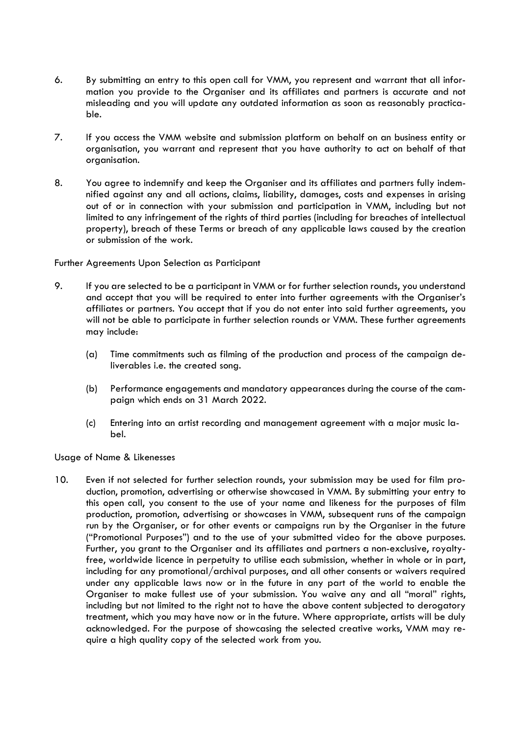6. By submitting an entry to this open call for VMM, you represent and warrant that all information you provide to the Organiser and its affiliates and partners is accurate and not misleading and you will update any outdated information as soon as reasonably practicable.

7. If you access the VMM website and submission platform on behalf on an business entity or organisation, you warrant and represent that you have authority to act on behalf of that organisation.

8. You agree to indemnify and keep the Organiser and its affiliates and partners fully indemnified against any and all actions, claims, liability, damages, costs and expenses in arising out of or in connection with your submission and participation in VMM, including but not limited to any infringement of the rights of third parties (including for breaches of intellectual property), breach of these Terms or breach of any applicable laws caused by the creation or submission of the work.

Further Agreements Upon Selection as Participant

9. If you are selected to be a participant in VMM or for further selection rounds, you understand and accept that you will be required to enter into further agreements with the Organiser's affiliates or partners. You accept that if you do not enter into said further agreements, you will not be able to participate in further selection rounds or VMM. These further agreements may include:

   (a) Time commitments such as filming of the production and process of the campaign deliverables i.e. the created song.

   (b) Performance engagements and mandatory appearances during the course of the campaign which ends on 31 March 2022.

   (c) Entering into an artist recording and management agreement with a major music label.

Usage of Name & Likenesses

10. Even if not selected for further selection rounds, your submission may be used for film production, promotion, advertising or otherwise showcased in VMM. By submitting your entry to this open call, you consent to the use of your name and likeness for the purposes of film production, promotion, advertising or showcases in VMM, subsequent runs of the campaign run by the Organiser, or for other events or campaigns run by the Organiser in the future ("Promotional Purposes") and to the use of your submitted video for the above purposes. Further, you grant to the Organiser and its affiliates and partners a non-exclusive, royalty-free, worldwide licence in perpetuity to utilise each submission, whether in whole or in part, including for any promotional/archival purposes, and all other consents or waivers required under any applicable laws now or in the future in any part of the world to enable the Organiser to make fullest use of your submission. You waive any and all "moral" rights, including but not limited to the right not to have the above content subjected to derogatory treatment, which you may have now or in the future. Where appropriate, artists will be duly acknowledged. For the purpose of showcasing the selected creative works, VMM may require a high quality copy of the selected work from you.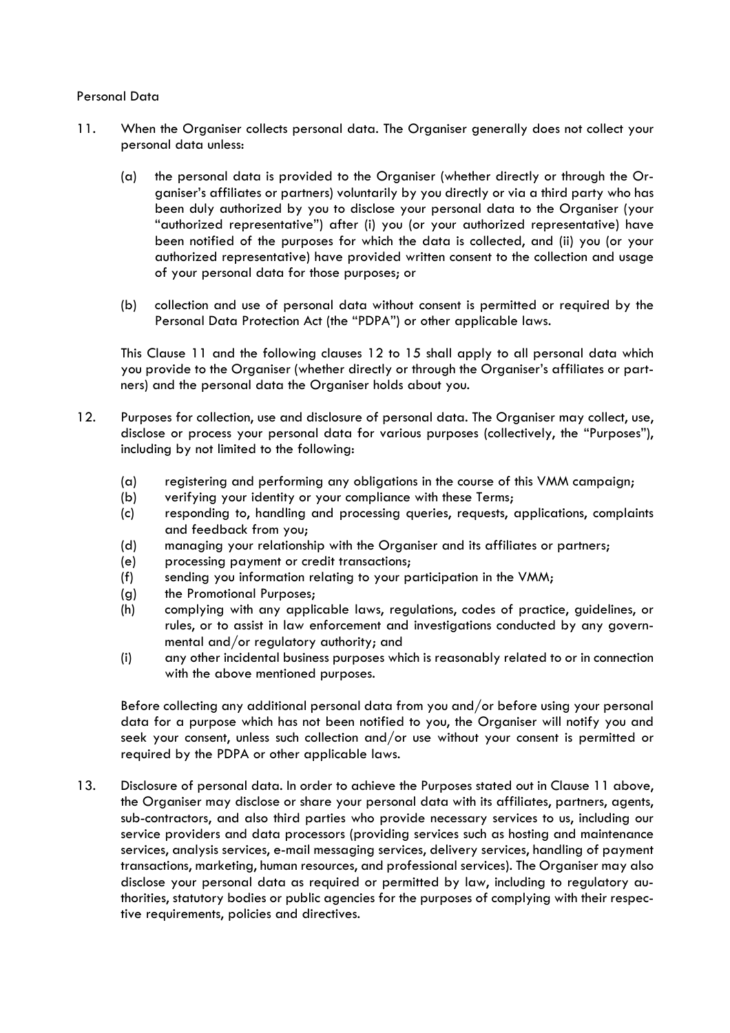Personal Data

11. When the Organiser collects personal data. The Organiser generally does not collect your personal data unless:

    (a) the personal data is provided to the Organiser (whether directly or through the Organiser's affiliates or partners) voluntarily by you directly or via a third party who has been duly authorized by you to disclose your personal data to the Organiser (your "authorized representative") after (i) you (or your authorized representative) have been notified of the purposes for which the data is collected, and (ii) you (or your authorized representative) have provided written consent to the collection and usage of your personal data for those purposes; or

    (b) collection and use of personal data without consent is permitted or required by the Personal Data Protection Act (the "PDPA") or other applicable laws.

    This Clause 11 and the following clauses 12 to 15 shall apply to all personal data which you provide to the Organiser (whether directly or through the Organiser's affiliates or partners) and the personal data the Organiser holds about you.

12. Purposes for collection, use and disclosure of personal data. The Organiser may collect, use, disclose or process your personal data for various purposes (collectively, the "Purposes"), including by not limited to the following:

    (a) registering and performing any obligations in the course of this VMM campaign;
    (b) verifying your identity or your compliance with these Terms;
    (c) responding to, handling and processing queries, requests, applications, complaints and feedback from you;
    (d) managing your relationship with the Organiser and its affiliates or partners;
    (e) processing payment or credit transactions;
    (f) sending you information relating to your participation in the VMM;
    (g) the Promotional Purposes;
    (h) complying with any applicable laws, regulations, codes of practice, guidelines, or rules, or to assist in law enforcement and investigations conducted by any governmental and/or regulatory authority; and
    (i) any other incidental business purposes which is reasonably related to or in connection with the above mentioned purposes.

    Before collecting any additional personal data from you and/or before using your personal data for a purpose which has not been notified to you, the Organiser will notify you and seek your consent, unless such collection and/or use without your consent is permitted or required by the PDPA or other applicable laws.

13. Disclosure of personal data. In order to achieve the Purposes stated out in Clause 11 above, the Organiser may disclose or share your personal data with its affiliates, partners, agents, sub-contractors, and also third parties who provide necessary services to us, including our service providers and data processors (providing services such as hosting and maintenance services, analysis services, e-mail messaging services, delivery services, handling of payment transactions, marketing, human resources, and professional services). The Organiser may also disclose your personal data as required or permitted by law, including to regulatory authorities, statutory bodies or public agencies for the purposes of complying with their respective requirements, policies and directives.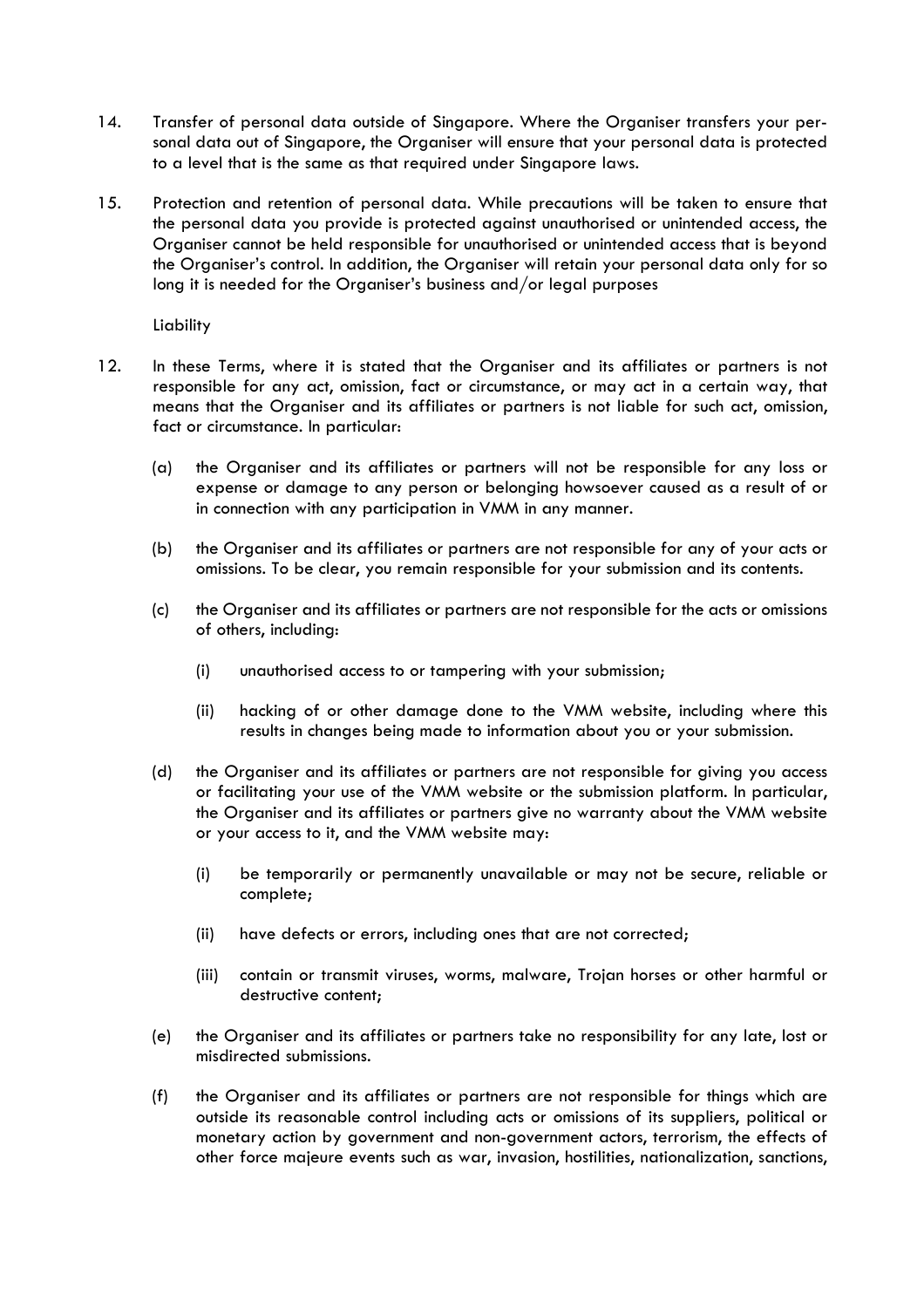14. Transfer of personal data outside of Singapore. Where the Organiser transfers your personal data out of Singapore, the Organiser will ensure that your personal data is protected to a level that is the same as that required under Singapore laws.

15. Protection and retention of personal data. While precautions will be taken to ensure that the personal data you provide is protected against unauthorised or unintended access, the Organiser cannot be held responsible for unauthorised or unintended access that is beyond the Organiser's control. In addition, the Organiser will retain your personal data only for so long it is needed for the Organiser's business and/or legal purposes

Liability

12. In these Terms, where it is stated that the Organiser and its affiliates or partners is not responsible for any act, omission, fact or circumstance, or may act in a certain way, that means that the Organiser and its affiliates or partners is not liable for such act, omission, fact or circumstance. In particular:

    (a) the Organiser and its affiliates or partners will not be responsible for any loss or expense or damage to any person or belonging howsoever caused as a result of or in connection with any participation in VMM in any manner.

    (b) the Organiser and its affiliates or partners are not responsible for any of your acts or omissions. To be clear, you remain responsible for your submission and its contents.

    (c) the Organiser and its affiliates or partners are not responsible for the acts or omissions of others, including:

        (i) unauthorised access to or tampering with your submission;

        (ii) hacking of or other damage done to the VMM website, including where this results in changes being made to information about you or your submission.

    (d) the Organiser and its affiliates or partners are not responsible for giving you access or facilitating your use of the VMM website or the submission platform. In particular, the Organiser and its affiliates or partners give no warranty about the VMM website or your access to it, and the VMM website may:

        (i) be temporarily or permanently unavailable or may not be secure, reliable or complete;

        (ii) have defects or errors, including ones that are not corrected;

        (iii) contain or transmit viruses, worms, malware, Trojan horses or other harmful or destructive content;

    (e) the Organiser and its affiliates or partners take no responsibility for any late, lost or misdirected submissions.

    (f) the Organiser and its affiliates or partners are not responsible for things which are outside its reasonable control including acts or omissions of its suppliers, political or monetary action by government and non-government actors, terrorism, the effects of other force majeure events such as war, invasion, hostilities, nationalization, sanctions,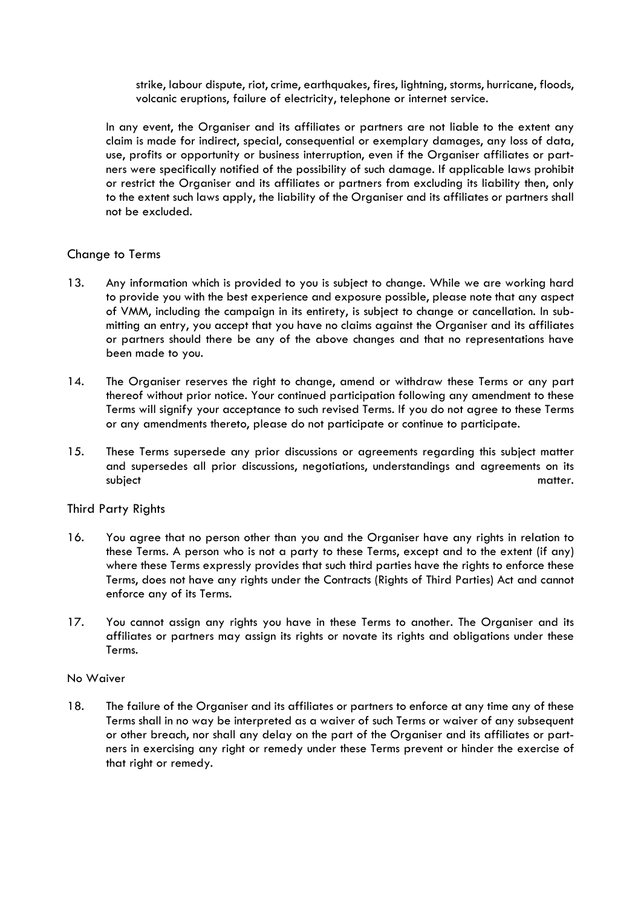strike, labour dispute, riot, crime, earthquakes, fires, lightning, storms, hurricane, floods, volcanic eruptions, failure of electricity, telephone or internet service.

In any event, the Organiser and its affiliates or partners are not liable to the extent any claim is made for indirect, special, consequential or exemplary damages, any loss of data, use, profits or opportunity or business interruption, even if the Organiser affiliates or partners were specifically notified of the possibility of such damage. If applicable laws prohibit or restrict the Organiser and its affiliates or partners from excluding its liability then, only to the extent such laws apply, the liability of the Organiser and its affiliates or partners shall not be excluded.

## Change to Terms

13. Any information which is provided to you is subject to change. While we are working hard to provide you with the best experience and exposure possible, please note that any aspect of VMM, including the campaign in its entirety, is subject to change or cancellation. In submitting an entry, you accept that you have no claims against the Organiser and its affiliates or partners should there be any of the above changes and that no representations have been made to you.

14. The Organiser reserves the right to change, amend or withdraw these Terms or any part thereof without prior notice. Your continued participation following any amendment to these Terms will signify your acceptance to such revised Terms. If you do not agree to these Terms or any amendments thereto, please do not participate or continue to participate.

15. These Terms supersede any prior discussions or agreements regarding this subject matter and supersedes all prior discussions, negotiations, understandings and agreements on its subject matter.

## Third Party Rights

16. You agree that no person other than you and the Organiser have any rights in relation to these Terms. A person who is not a party to these Terms, except and to the extent (if any) where these Terms expressly provides that such third parties have the rights to enforce these Terms, does not have any rights under the Contracts (Rights of Third Parties) Act and cannot enforce any of its Terms.

17. You cannot assign any rights you have in these Terms to another. The Organiser and its affiliates or partners may assign its rights or novate its rights and obligations under these Terms.

## No Waiver

18. The failure of the Organiser and its affiliates or partners to enforce at any time any of these Terms shall in no way be interpreted as a waiver of such Terms or waiver of any subsequent or other breach, nor shall any delay on the part of the Organiser and its affiliates or partners in exercising any right or remedy under these Terms prevent or hinder the exercise of that right or remedy.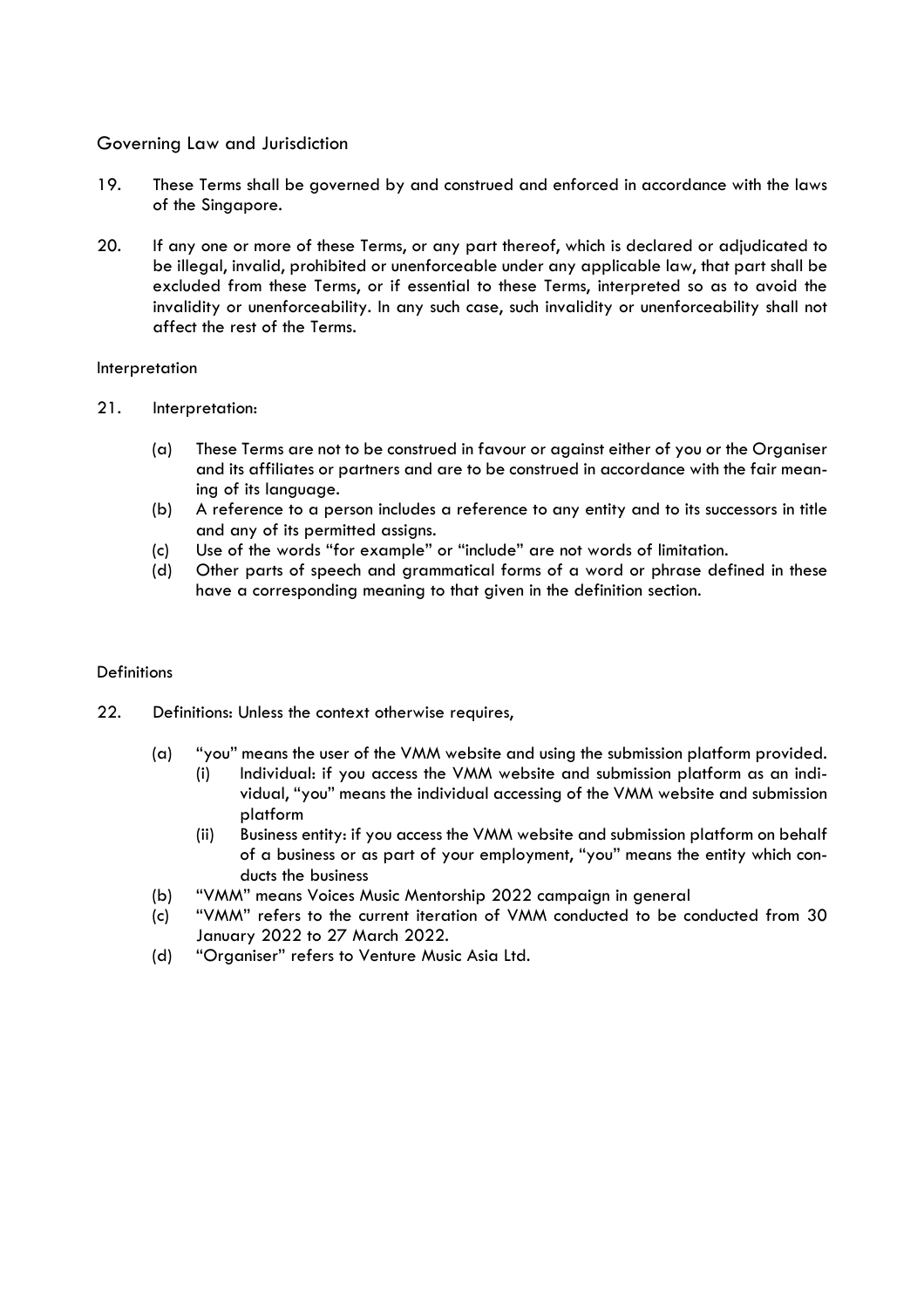## Governing Law and Jurisdiction

19. These Terms shall be governed by and construed and enforced in accordance with the laws of the Singapore.

20. If any one or more of these Terms, or any part thereof, which is declared or adjudicated to be illegal, invalid, prohibited or unenforceable under any applicable law, that part shall be excluded from these Terms, or if essential to these Terms, interpreted so as to avoid the invalidity or unenforceability. In any such case, such invalidity or unenforceability shall not affect the rest of the Terms.

## Interpretation

21. Interpretation:

    (a) These Terms are not to be construed in favour or against either of you or the Organiser and its affiliates or partners and are to be construed in accordance with the fair meaning of its language.
    (b) A reference to a person includes a reference to any entity and to its successors in title and any of its permitted assigns.
    (c) Use of the words "for example" or "include" are not words of limitation.
    (d) Other parts of speech and grammatical forms of a word or phrase defined in these have a corresponding meaning to that given in the definition section.

## Definitions

22. Definitions: Unless the context otherwise requires,

    (a) "you" means the user of the VMM website and using the submission platform provided.
        (i) Individual: if you access the VMM website and submission platform as an individual, "you" means the individual accessing of the VMM website and submission platform
        (ii) Business entity: if you access the VMM website and submission platform on behalf of a business or as part of your employment, "you" means the entity which conducts the business
    (b) "VMM" means Voices Music Mentorship 2022 campaign in general
    (c) "VMM" refers to the current iteration of VMM conducted to be conducted from 30 January 2022 to 27 March 2022.
    (d) "Organiser" refers to Venture Music Asia Ltd.